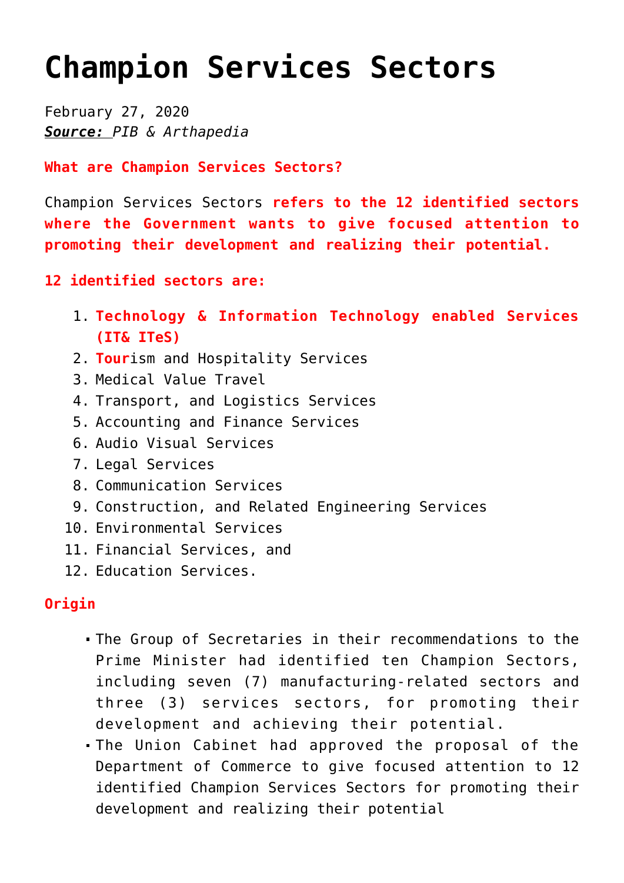# Champion Services Sectors

February 27, 2020
***Source:*** *PIB & Arthapedia*

**What are Champion Services Sectors?**

Champion Services Sectors **refers to the 12 identified sectors where the Government wants to give focused attention to promoting their development and realizing their potential.**

**12 identified sectors are:**

1. **Technology & Information Technology enabled Services (IT& ITeS)**
2. **Tour**ism and Hospitality Services
3. Medical Value Travel
4. Transport, and Logistics Services
5. Accounting and Finance Services
6. Audio Visual Services
7. Legal Services
8. Communication Services
9. Construction, and Related Engineering Services
10. Environmental Services
11. Financial Services, and
12. Education Services.

**Origin**

- The Group of Secretaries in their recommendations to the Prime Minister had identified ten Champion Sectors, including seven (7) manufacturing-related sectors and three (3) services sectors, for promoting their development and achieving their potential.
- The Union Cabinet had approved the proposal of the Department of Commerce to give focused attention to 12 identified Champion Services Sectors for promoting their development and realizing their potential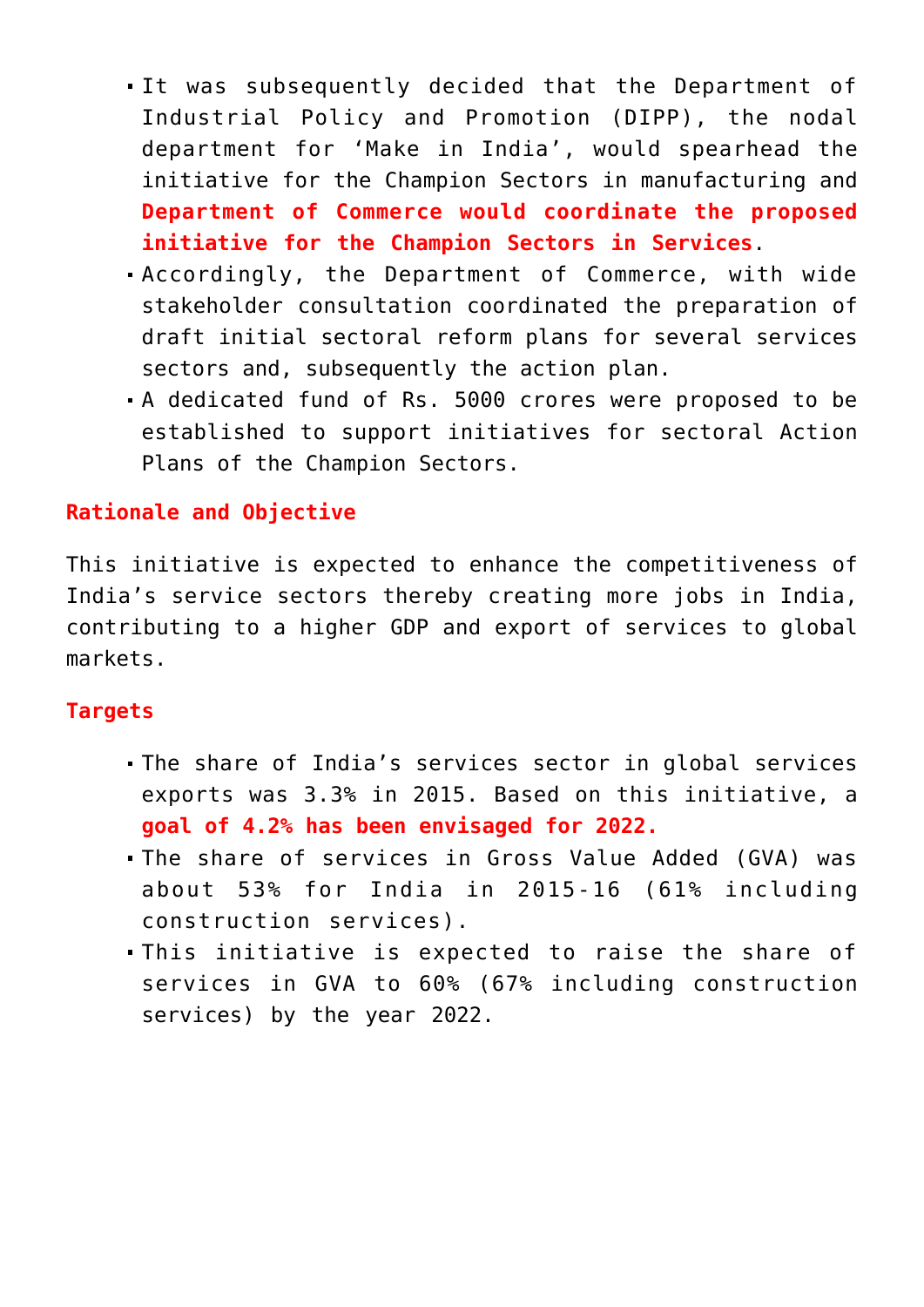- It was subsequently decided that the Department of Industrial Policy and Promotion (DIPP), the nodal department for 'Make in India', would spearhead the initiative for the Champion Sectors in manufacturing and **Department of Commerce would coordinate the proposed initiative for the Champion Sectors in Services**.
- Accordingly, the Department of Commerce, with wide stakeholder consultation coordinated the preparation of draft initial sectoral reform plans for several services sectors and, subsequently the action plan.
- A dedicated fund of Rs. 5000 crores were proposed to be established to support initiatives for sectoral Action Plans of the Champion Sectors.

## Rationale and Objective

This initiative is expected to enhance the competitiveness of India's service sectors thereby creating more jobs in India, contributing to a higher GDP and export of services to global markets.

## Targets

- The share of India's services sector in global services exports was 3.3% in 2015. Based on this initiative, a **goal of 4.2% has been envisaged for 2022.**
- The share of services in Gross Value Added (GVA) was about 53% for India in 2015-16 (61% including construction services).
- This initiative is expected to raise the share of services in GVA to 60% (67% including construction services) by the year 2022.